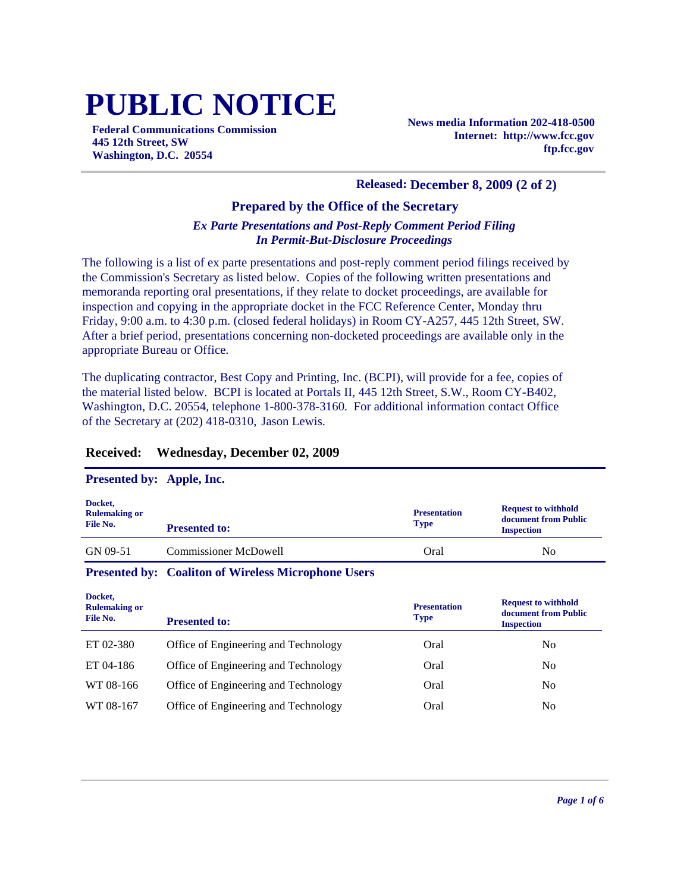# PUBLIC NOTICE

**Federal Communications Commission**
**445 12th Street, SW**
**Washington, D.C. 20554**

**News media Information 202-418-0500**
**Internet: http://www.fcc.gov**
**ftp.fcc.gov**

**Released: December 8, 2009 (2 of 2)**

### Prepared by the Office of the Secretary

***Ex Parte Presentations and Post-Reply Comment Period Filing***
***In Permit-But-Disclosure Proceedings***

The following is a list of ex parte presentations and post-reply comment period filings received by the Commission's Secretary as listed below. Copies of the following written presentations and memoranda reporting oral presentations, if they relate to docket proceedings, are available for inspection and copying in the appropriate docket in the FCC Reference Center, Monday thru Friday, 9:00 a.m. to 4:30 p.m. (closed federal holidays) in Room CY-A257, 445 12th Street, SW. After a brief period, presentations concerning non-docketed proceedings are available only in the appropriate Bureau or Office.

The duplicating contractor, Best Copy and Printing, Inc. (BCPI), will provide for a fee, copies of the material listed below. BCPI is located at Portals II, 445 12th Street, S.W., Room CY-B402, Washington, D.C. 20554, telephone 1-800-378-3160. For additional information contact Office of the Secretary at (202) 418-0310, Jason Lewis.

## Received: Wednesday, December 02, 2009

**Presented by: Apple, Inc.**

| Docket, Rulemaking or File No. | Presented to: | Presentation Type | Request to withhold document from Public Inspection |
|---|---|---|---|
| GN 09-51 | Commissioner McDowell | Oral | No |

**Presented by: Coaliton of Wireless Microphone Users**

| Docket, Rulemaking or File No. | Presented to: | Presentation Type | Request to withhold document from Public Inspection |
|---|---|---|---|
| ET 02-380 | Office of Engineering and Technology | Oral | No |
| ET 04-186 | Office of Engineering and Technology | Oral | No |
| WT 08-166 | Office of Engineering and Technology | Oral | No |
| WT 08-167 | Office of Engineering and Technology | Oral | No |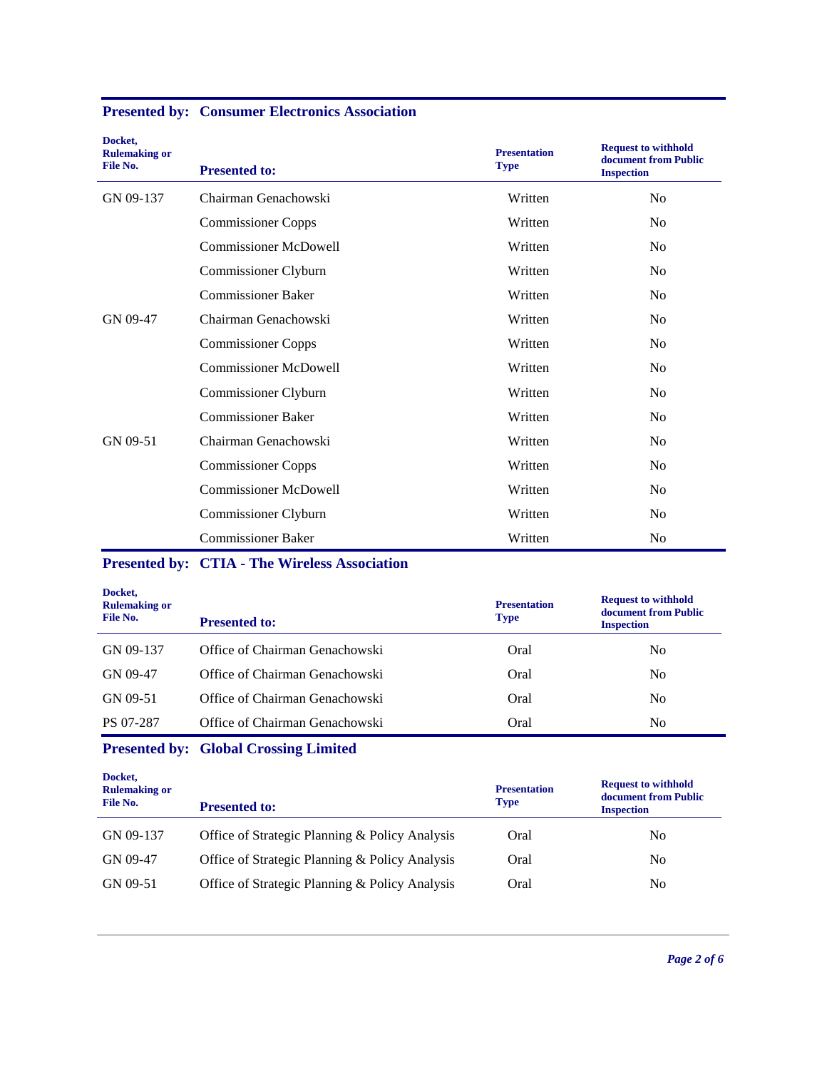## Presented by: Consumer Electronics Association

| Docket, Rulemaking or File No. | Presented to: | Presentation Type | Request to withhold document from Public Inspection |
|---|---|---|---|
| GN 09-137 | Chairman Genachowski | Written | No |
| | Commissioner Copps | Written | No |
| | Commissioner McDowell | Written | No |
| | Commissioner Clyburn | Written | No |
| | Commissioner Baker | Written | No |
| GN 09-47 | Chairman Genachowski | Written | No |
| | Commissioner Copps | Written | No |
| | Commissioner McDowell | Written | No |
| | Commissioner Clyburn | Written | No |
| | Commissioner Baker | Written | No |
| GN 09-51 | Chairman Genachowski | Written | No |
| | Commissioner Copps | Written | No |
| | Commissioner McDowell | Written | No |
| | Commissioner Clyburn | Written | No |
| | Commissioner Baker | Written | No |

## Presented by: CTIA - The Wireless Association

| Docket, Rulemaking or File No. | Presented to: | Presentation Type | Request to withhold document from Public Inspection |
|---|---|---|---|
| GN 09-137 | Office of Chairman Genachowski | Oral | No |
| GN 09-47 | Office of Chairman Genachowski | Oral | No |
| GN 09-51 | Office of Chairman Genachowski | Oral | No |
| PS 07-287 | Office of Chairman Genachowski | Oral | No |

## Presented by: Global Crossing Limited

| Docket, Rulemaking or File No. | Presented to: | Presentation Type | Request to withhold document from Public Inspection |
|---|---|---|---|
| GN 09-137 | Office of Strategic Planning & Policy Analysis | Oral | No |
| GN 09-47 | Office of Strategic Planning & Policy Analysis | Oral | No |
| GN 09-51 | Office of Strategic Planning & Policy Analysis | Oral | No |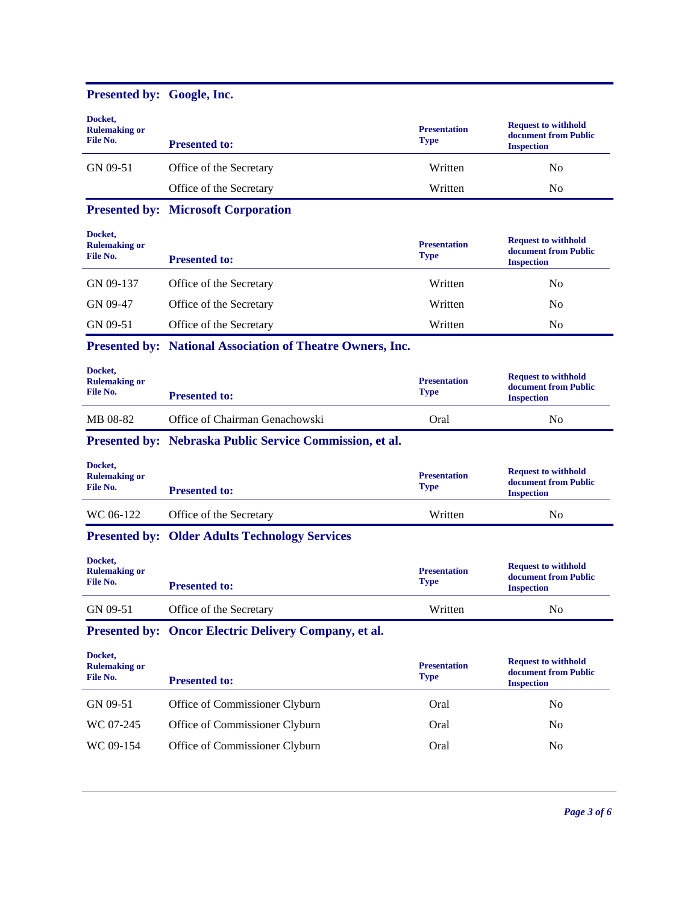**Presented by: Google, Inc.**

| Docket, Rulemaking or File No. | Presented to: | Presentation Type | Request to withhold document from Public Inspection |
|---|---|---|---|
| GN 09-51 | Office of the Secretary | Written | No |
| | Office of the Secretary | Written | No |

**Presented by: Microsoft Corporation**

| Docket, Rulemaking or File No. | Presented to: | Presentation Type | Request to withhold document from Public Inspection |
|---|---|---|---|
| GN 09-137 | Office of the Secretary | Written | No |
| GN 09-47 | Office of the Secretary | Written | No |
| GN 09-51 | Office of the Secretary | Written | No |

**Presented by: National Association of Theatre Owners, Inc.**

| Docket, Rulemaking or File No. | Presented to: | Presentation Type | Request to withhold document from Public Inspection |
|---|---|---|---|
| MB 08-82 | Office of Chairman Genachowski | Oral | No |

**Presented by: Nebraska Public Service Commission, et al.**

| Docket, Rulemaking or File No. | Presented to: | Presentation Type | Request to withhold document from Public Inspection |
|---|---|---|---|
| WC 06-122 | Office of the Secretary | Written | No |

**Presented by: Older Adults Technology Services**

| Docket, Rulemaking or File No. | Presented to: | Presentation Type | Request to withhold document from Public Inspection |
|---|---|---|---|
| GN 09-51 | Office of the Secretary | Written | No |

**Presented by: Oncor Electric Delivery Company, et al.**

| Docket, Rulemaking or File No. | Presented to: | Presentation Type | Request to withhold document from Public Inspection |
|---|---|---|---|
| GN 09-51 | Office of Commissioner Clyburn | Oral | No |
| WC 07-245 | Office of Commissioner Clyburn | Oral | No |
| WC 09-154 | Office of Commissioner Clyburn | Oral | No |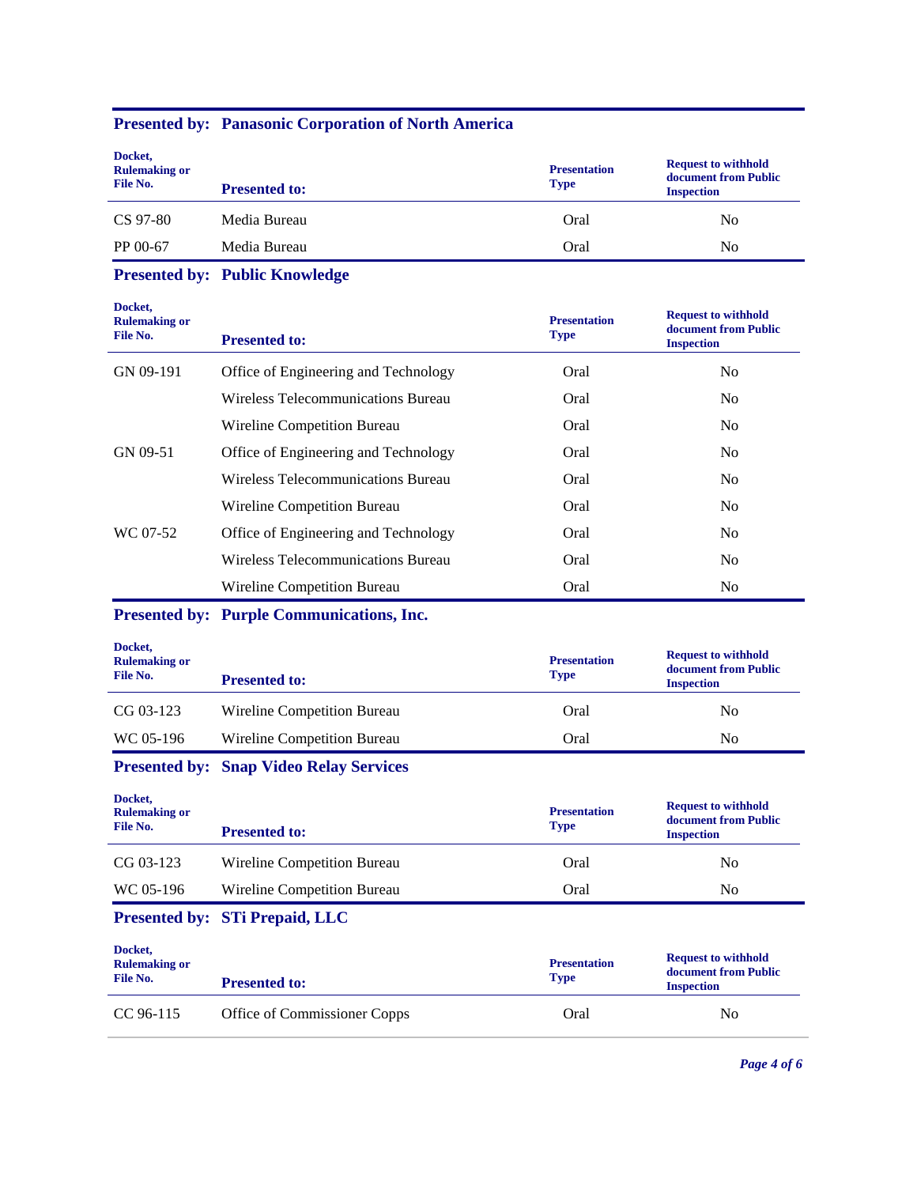**Presented by: Panasonic Corporation of North America**

| Docket, Rulemaking or File No. | Presented to: | Presentation Type | Request to withhold document from Public Inspection |
|---|---|---|---|
| CS 97-80 | Media Bureau | Oral | No |
| PP 00-67 | Media Bureau | Oral | No |

**Presented by: Public Knowledge**

| Docket, Rulemaking or File No. | Presented to: | Presentation Type | Request to withhold document from Public Inspection |
|---|---|---|---|
| GN 09-191 | Office of Engineering and Technology | Oral | No |
| | Wireless Telecommunications Bureau | Oral | No |
| | Wireline Competition Bureau | Oral | No |
| GN 09-51 | Office of Engineering and Technology | Oral | No |
| | Wireless Telecommunications Bureau | Oral | No |
| | Wireline Competition Bureau | Oral | No |
| WC 07-52 | Office of Engineering and Technology | Oral | No |
| | Wireless Telecommunications Bureau | Oral | No |
| | Wireline Competition Bureau | Oral | No |

**Presented by: Purple Communications, Inc.**

| Docket, Rulemaking or File No. | Presented to: | Presentation Type | Request to withhold document from Public Inspection |
|---|---|---|---|
| CG 03-123 | Wireline Competition Bureau | Oral | No |
| WC 05-196 | Wireline Competition Bureau | Oral | No |

**Presented by: Snap Video Relay Services**

| Docket, Rulemaking or File No. | Presented to: | Presentation Type | Request to withhold document from Public Inspection |
|---|---|---|---|
| CG 03-123 | Wireline Competition Bureau | Oral | No |
| WC 05-196 | Wireline Competition Bureau | Oral | No |

**Presented by: STi Prepaid, LLC**

| Docket, Rulemaking or File No. | Presented to: | Presentation Type | Request to withhold document from Public Inspection |
|---|---|---|---|
| CC 96-115 | Office of Commissioner Copps | Oral | No |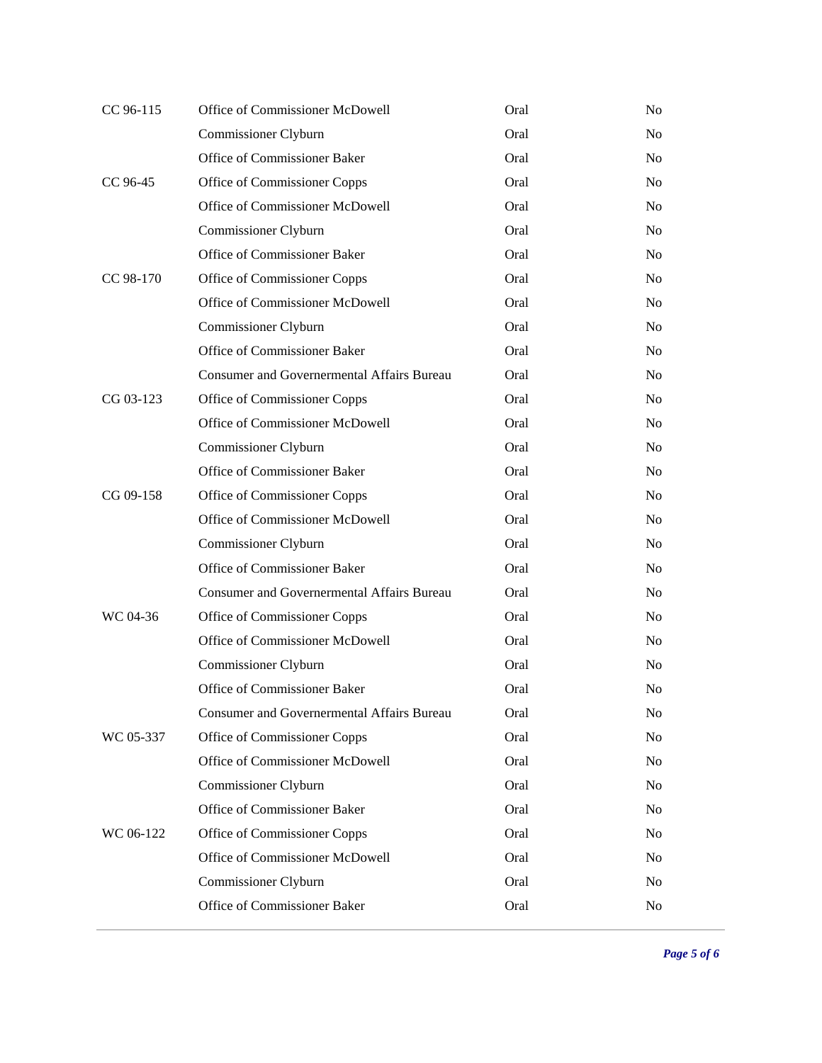| | | | |
|---|---|---|---|
| CC 96-115 | Office of Commissioner McDowell | Oral | No |
| | Commissioner Clyburn | Oral | No |
| | Office of Commissioner Baker | Oral | No |
| CC 96-45 | Office of Commissioner Copps | Oral | No |
| | Office of Commissioner McDowell | Oral | No |
| | Commissioner Clyburn | Oral | No |
| | Office of Commissioner Baker | Oral | No |
| CC 98-170 | Office of Commissioner Copps | Oral | No |
| | Office of Commissioner McDowell | Oral | No |
| | Commissioner Clyburn | Oral | No |
| | Office of Commissioner Baker | Oral | No |
| | Consumer and Governermental Affairs Bureau | Oral | No |
| CG 03-123 | Office of Commissioner Copps | Oral | No |
| | Office of Commissioner McDowell | Oral | No |
| | Commissioner Clyburn | Oral | No |
| | Office of Commissioner Baker | Oral | No |
| CG 09-158 | Office of Commissioner Copps | Oral | No |
| | Office of Commissioner McDowell | Oral | No |
| | Commissioner Clyburn | Oral | No |
| | Office of Commissioner Baker | Oral | No |
| | Consumer and Governermental Affairs Bureau | Oral | No |
| WC 04-36 | Office of Commissioner Copps | Oral | No |
| | Office of Commissioner McDowell | Oral | No |
| | Commissioner Clyburn | Oral | No |
| | Office of Commissioner Baker | Oral | No |
| | Consumer and Governermental Affairs Bureau | Oral | No |
| WC 05-337 | Office of Commissioner Copps | Oral | No |
| | Office of Commissioner McDowell | Oral | No |
| | Commissioner Clyburn | Oral | No |
| | Office of Commissioner Baker | Oral | No |
| WC 06-122 | Office of Commissioner Copps | Oral | No |
| | Office of Commissioner McDowell | Oral | No |
| | Commissioner Clyburn | Oral | No |
| | Office of Commissioner Baker | Oral | No |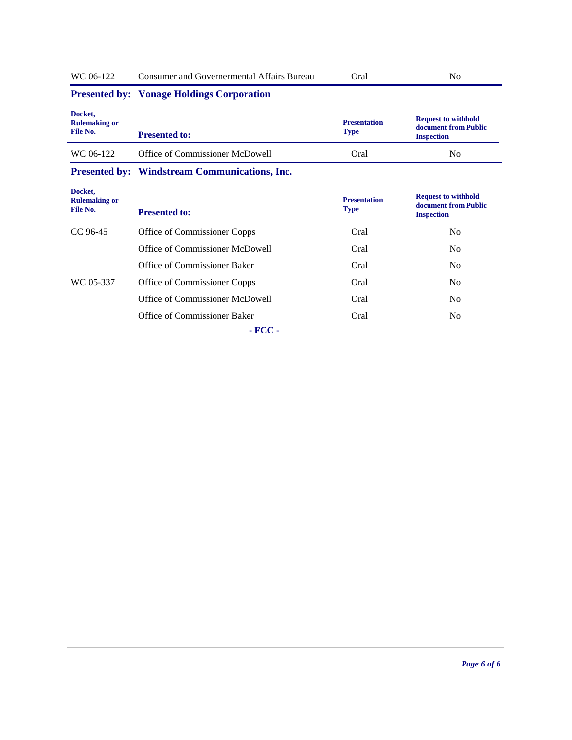| | | | |
|---|---|---|---|
| WC 06-122 | Consumer and Governermental Affairs Bureau | Oral | No |

## Presented by: Vonage Holdings Corporation

| Docket, Rulemaking or File No. | Presented to: | Presentation Type | Request to withhold document from Public Inspection |
|---|---|---|---|
| WC 06-122 | Office of Commissioner McDowell | Oral | No |

## Presented by: Windstream Communications, Inc.

| Docket, Rulemaking or File No. | Presented to: | Presentation Type | Request to withhold document from Public Inspection |
|---|---|---|---|
| CC 96-45 | Office of Commissioner Copps | Oral | No |
| | Office of Commissioner McDowell | Oral | No |
| | Office of Commissioner Baker | Oral | No |
| WC 05-337 | Office of Commissioner Copps | Oral | No |
| | Office of Commissioner McDowell | Oral | No |
| | Office of Commissioner Baker | Oral | No |

**- FCC -**